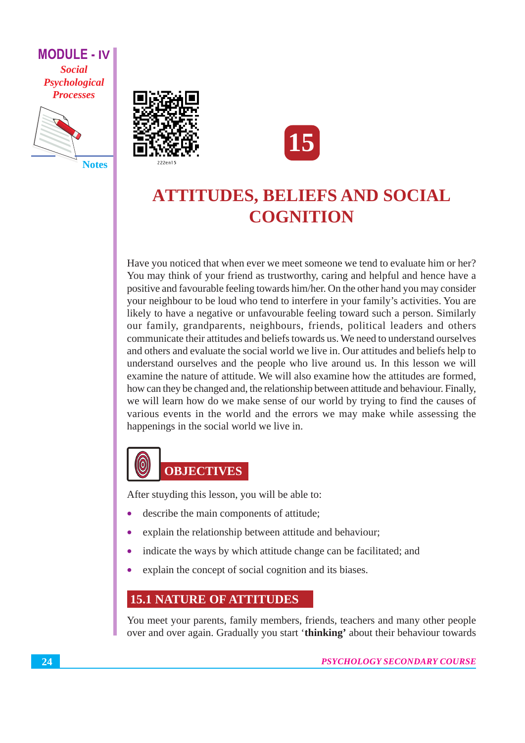# 15

# ATTITUDES, BELIEFS AND SOCIAL COGNITION

Have you noticed that when ever we meet someone we tend to evaluate him or her? You may think of your friend as trustworthy, caring and helpful and hence have a positive and favourable feeling towards him/her. On the other hand you may consider your neighbour to be loud who tend to interfere in your family's activities. You are likely to have a negative or unfavourable feeling toward such a person. Similarly our family, grandparents, neighbours, friends, political leaders and others communicate their attitudes and beliefs towards us. We need to understand ourselves and others and evaluate the social world we live in. Our attitudes and beliefs help to understand ourselves and the people who live around us. In this lesson we will examine the nature of attitude. We will also examine how the attitudes are formed, how can they be changed and, the relationship between attitude and behaviour. Finally, we will learn how do we make sense of our world by trying to find the causes of various events in the world and the errors we may make while assessing the happenings in the social world we live in.

## OBJECTIVES

After stuyding this lesson, you will be able to:

- describe the main components of attitude;
- explain the relationship between attitude and behaviour;
- indicate the ways by which attitude change can be facilitated; and
- explain the concept of social cognition and its biases.

## 15.1 NATURE OF ATTITUDES

You meet your parents, family members, friends, teachers and many other people over and over again. Gradually you start '**thinking**' about their behaviour towards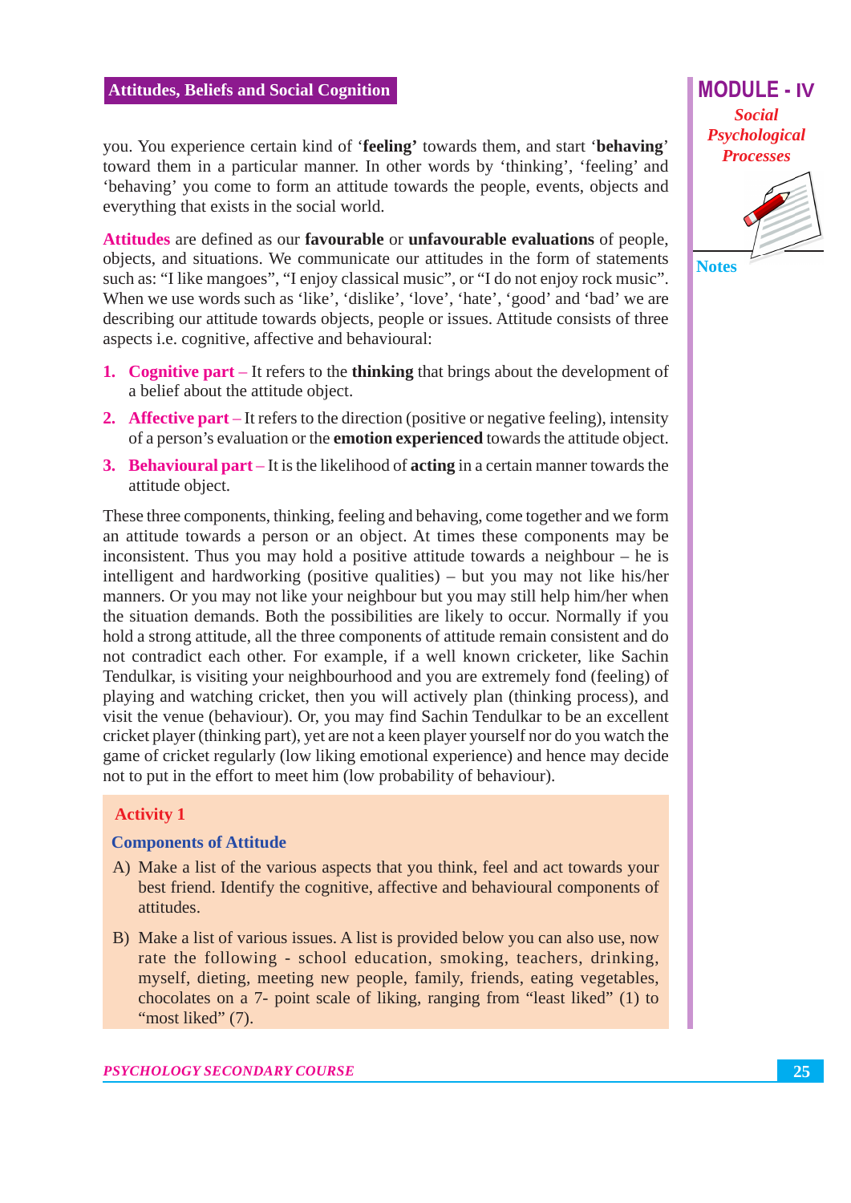you. You experience certain kind of '**feeling'** towards them, and start '**behaving**' toward them in a particular manner. In other words by 'thinking', 'feeling' and 'behaving' you come to form an attitude towards the people, events, objects and everything that exists in the social world.

**Attitudes** are defined as our **favourable** or **unfavourable evaluations** of people, objects, and situations. We communicate our attitudes in the form of statements such as: "I like mangoes", "I enjoy classical music", or "I do not enjoy rock music". When we use words such as 'like', 'dislike', 'love', 'hate', 'good' and 'bad' we are describing our attitude towards objects, people or issues. Attitude consists of three aspects i.e. cognitive, affective and behavioural:

1. **Cognitive part** – It refers to the **thinking** that brings about the development of a belief about the attitude object.
2. **Affective part** – It refers to the direction (positive or negative feeling), intensity of a person's evaluation or the **emotion experienced** towards the attitude object.
3. **Behavioural part** – It is the likelihood of **acting** in a certain manner towards the attitude object.

These three components, thinking, feeling and behaving, come together and we form an attitude towards a person or an object. At times these components may be inconsistent. Thus you may hold a positive attitude towards a neighbour – he is intelligent and hardworking (positive qualities) – but you may not like his/her manners. Or you may not like your neighbour but you may still help him/her when the situation demands. Both the possibilities are likely to occur. Normally if you hold a strong attitude, all the three components of attitude remain consistent and do not contradict each other. For example, if a well known cricketer, like Sachin Tendulkar, is visiting your neighbourhood and you are extremely fond (feeling) of playing and watching cricket, then you will actively plan (thinking process), and visit the venue (behaviour). Or, you may find Sachin Tendulkar to be an excellent cricket player (thinking part), yet are not a keen player yourself nor do you watch the game of cricket regularly (low liking emotional experience) and hence may decide not to put in the effort to meet him (low probability of behaviour).

### Activity 1

**Components of Attitude**

A) Make a list of the various aspects that you think, feel and act towards your best friend. Identify the cognitive, affective and behavioural components of attitudes.

B) Make a list of various issues. A list is provided below you can also use, now rate the following - school education, smoking, teachers, drinking, myself, dieting, meeting new people, family, friends, eating vegetables, chocolates on a 7- point scale of liking, ranging from "least liked" (1) to "most liked" (7).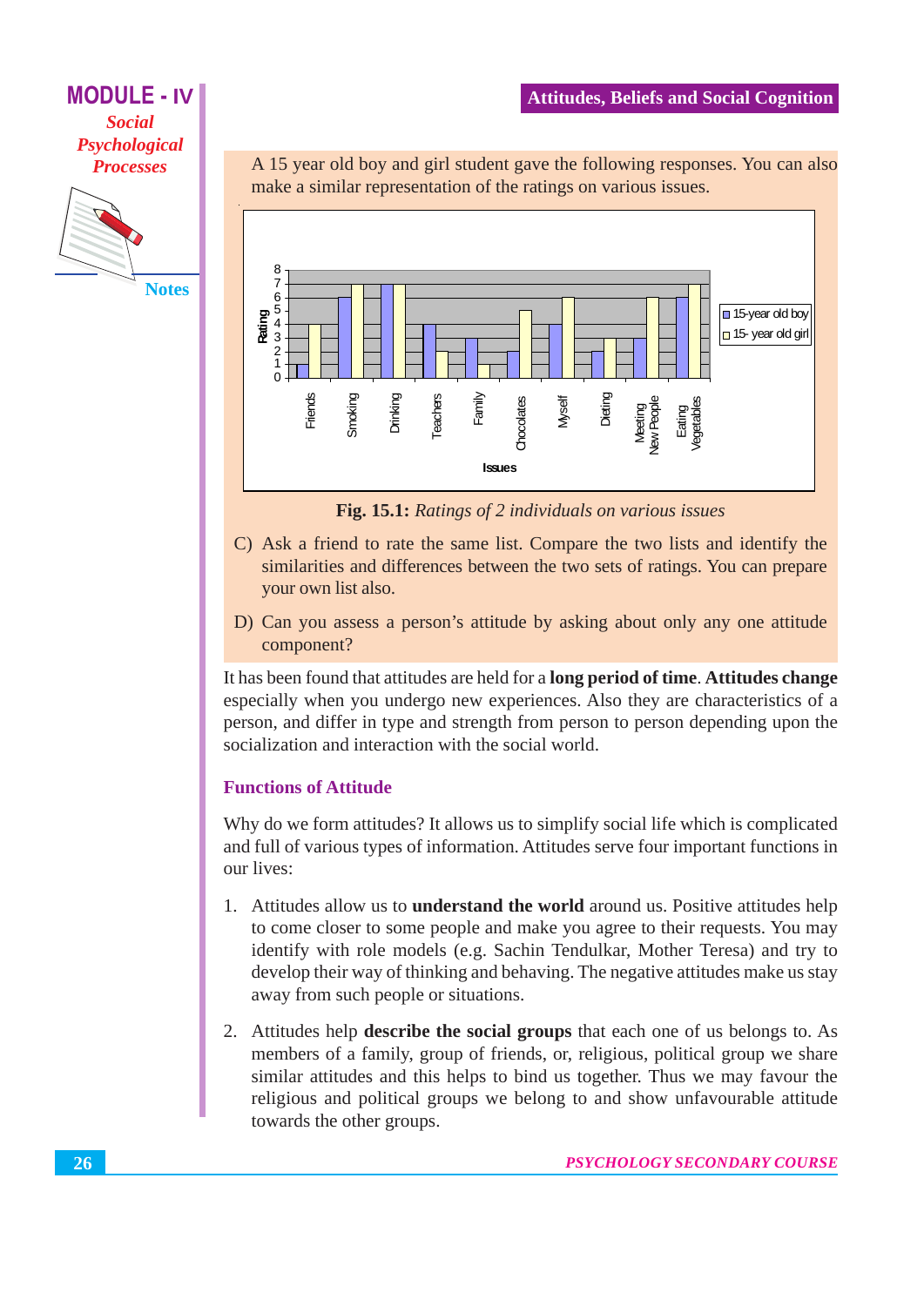A 15 year old boy and girl student gave the following responses. You can also make a similar representation of the ratings on various issues.

| Issues | 15-year old boy | 15- year old girl |
|---|---|---|
| Friends | 1 | 4 |
| Smoking | 6 | 7 |
| Drinking | 7 | 7 |
| Teachers | 4 | 2 |
| Family | 3 | 1 |
| Chocolates | 2 | 5 |
| Myself | 4 | 6 |
| Dieting | 2 | 3 |
| Meeting New People | 3 | 6 |
| Eating Vegetables | 6 | 7 |

**Fig. 15.1:** *Ratings of 2 individuals on various issues*

C) Ask a friend to rate the same list. Compare the two lists and identify the similarities and differences between the two sets of ratings. You can prepare your own list also.

D) Can you assess a person's attitude by asking about only any one attitude component?

It has been found that attitudes are held for a **long period of time**. **Attitudes change** especially when you undergo new experiences. Also they are characteristics of a person, and differ in type and strength from person to person depending upon the socialization and interaction with the social world.

## Functions of Attitude

Why do we form attitudes? It allows us to simplify social life which is complicated and full of various types of information. Attitudes serve four important functions in our lives:

1. Attitudes allow us to **understand the world** around us. Positive attitudes help to come closer to some people and make you agree to their requests. You may identify with role models (e.g. Sachin Tendulkar, Mother Teresa) and try to develop their way of thinking and behaving. The negative attitudes make us stay away from such people or situations.

2. Attitudes help **describe the social groups** that each one of us belongs to. As members of a family, group of friends, or, religious, political group we share similar attitudes and this helps to bind us together. Thus we may favour the religious and political groups we belong to and show unfavourable attitude towards the other groups.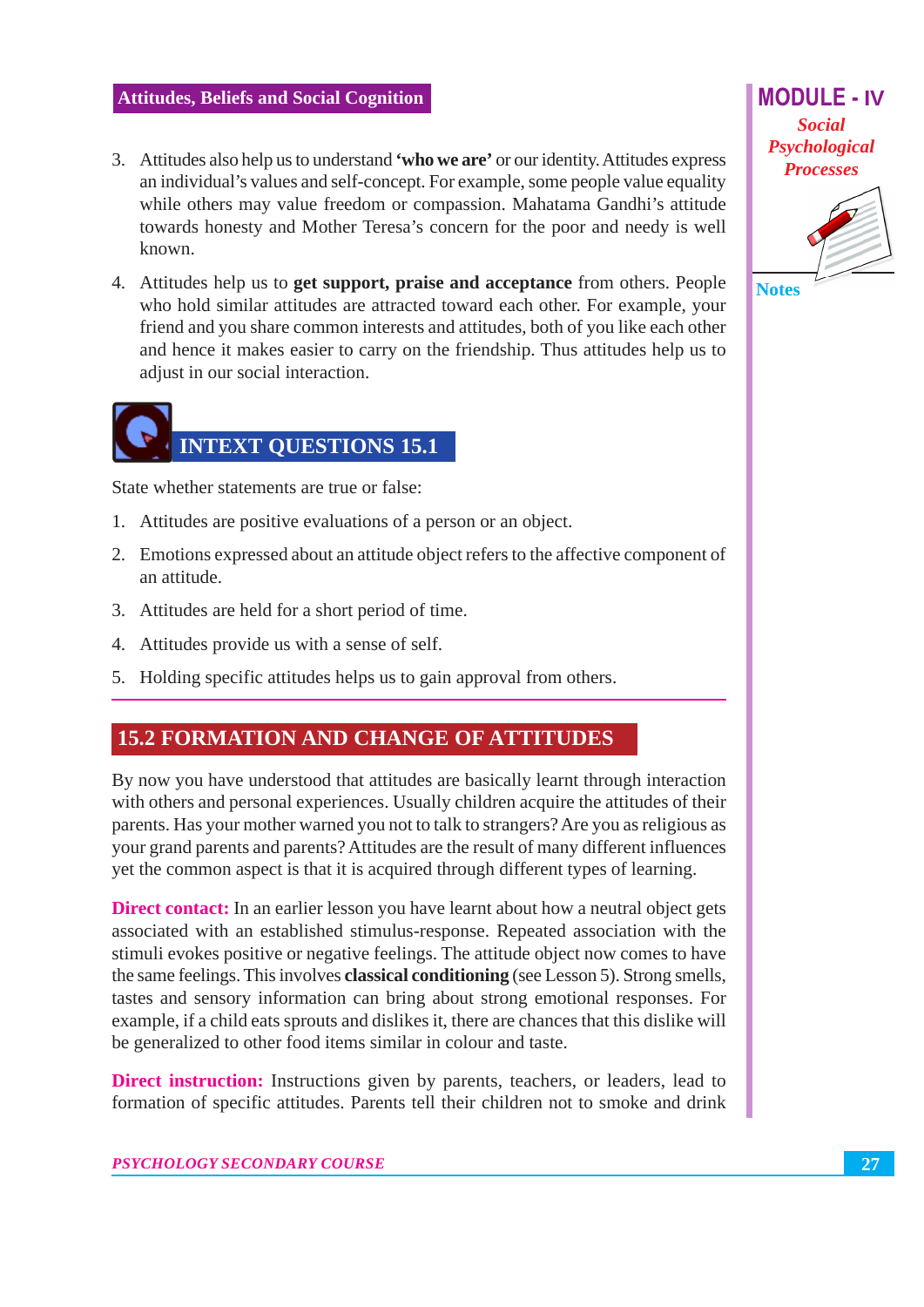3. Attitudes also help us to understand **'who we are'** or our identity. Attitudes express an individual's values and self-concept. For example, some people value equality while others may value freedom or compassion. Mahatama Gandhi's attitude towards honesty and Mother Teresa's concern for the poor and needy is well known.

4. Attitudes help us to **get support, praise and acceptance** from others. People who hold similar attitudes are attracted toward each other. For example, your friend and you share common interests and attitudes, both of you like each other and hence it makes easier to carry on the friendship. Thus attitudes help us to adjust in our social interaction.

## INTEXT QUESTIONS 15.1

State whether statements are true or false:

1. Attitudes are positive evaluations of a person or an object.
2. Emotions expressed about an attitude object refers to the affective component of an attitude.
3. Attitudes are held for a short period of time.
4. Attitudes provide us with a sense of self.
5. Holding specific attitudes helps us to gain approval from others.

## 15.2 FORMATION AND CHANGE OF ATTITUDES

By now you have understood that attitudes are basically learnt through interaction with others and personal experiences. Usually children acquire the attitudes of their parents. Has your mother warned you not to talk to strangers? Are you as religious as your grand parents and parents? Attitudes are the result of many different influences yet the common aspect is that it is acquired through different types of learning.

**Direct contact:** In an earlier lesson you have learnt about how a neutral object gets associated with an established stimulus-response. Repeated association with the stimuli evokes positive or negative feelings. The attitude object now comes to have the same feelings. This involves **classical conditioning** (see Lesson 5). Strong smells, tastes and sensory information can bring about strong emotional responses. For example, if a child eats sprouts and dislikes it, there are chances that this dislike will be generalized to other food items similar in colour and taste.

**Direct instruction:** Instructions given by parents, teachers, or leaders, lead to formation of specific attitudes. Parents tell their children not to smoke and drink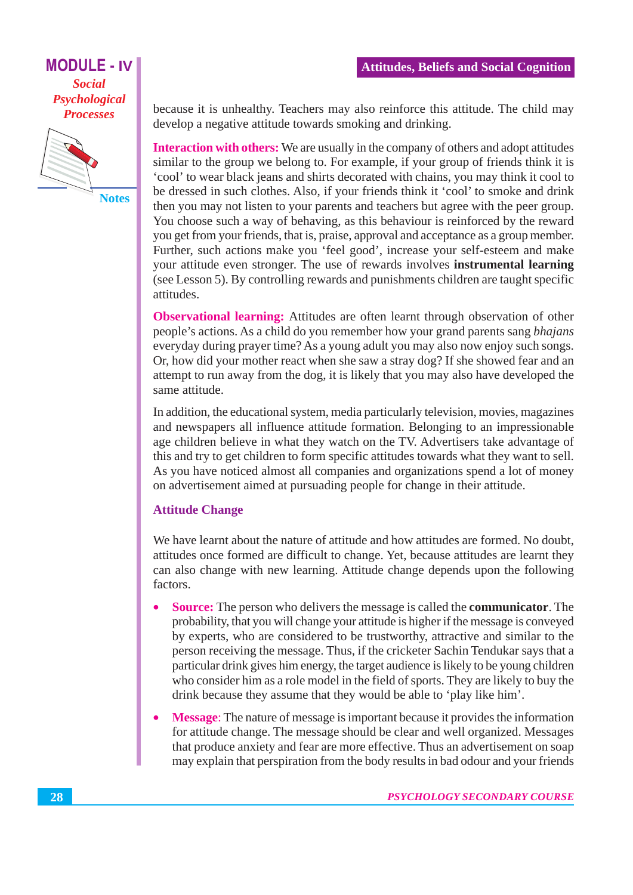because it is unhealthy. Teachers may also reinforce this attitude. The child may develop a negative attitude towards smoking and drinking.

**Interaction with others:** We are usually in the company of others and adopt attitudes similar to the group we belong to. For example, if your group of friends think it is 'cool' to wear black jeans and shirts decorated with chains, you may think it cool to be dressed in such clothes. Also, if your friends think it 'cool' to smoke and drink then you may not listen to your parents and teachers but agree with the peer group. You choose such a way of behaving, as this behaviour is reinforced by the reward you get from your friends, that is, praise, approval and acceptance as a group member. Further, such actions make you 'feel good', increase your self-esteem and make your attitude even stronger. The use of rewards involves **instrumental learning** (see Lesson 5). By controlling rewards and punishments children are taught specific attitudes.

**Observational learning:** Attitudes are often learnt through observation of other people's actions. As a child do you remember how your grand parents sang *bhajans* everyday during prayer time? As a young adult you may also now enjoy such songs. Or, how did your mother react when she saw a stray dog? If she showed fear and an attempt to run away from the dog, it is likely that you may also have developed the same attitude.

In addition, the educational system, media particularly television, movies, magazines and newspapers all influence attitude formation. Belonging to an impressionable age children believe in what they watch on the TV. Advertisers take advantage of this and try to get children to form specific attitudes towards what they want to sell. As you have noticed almost all companies and organizations spend a lot of money on advertisement aimed at pursuading people for change in their attitude.

### Attitude Change

We have learnt about the nature of attitude and how attitudes are formed. No doubt, attitudes once formed are difficult to change. Yet, because attitudes are learnt they can also change with new learning. Attitude change depends upon the following factors.

- **Source:** The person who delivers the message is called the **communicator**. The probability, that you will change your attitude is higher if the message is conveyed by experts, who are considered to be trustworthy, attractive and similar to the person receiving the message. Thus, if the cricketer Sachin Tendukar says that a particular drink gives him energy, the target audience is likely to be young children who consider him as a role model in the field of sports. They are likely to buy the drink because they assume that they would be able to 'play like him'.
- **Message**: The nature of message is important because it provides the information for attitude change. The message should be clear and well organized. Messages that produce anxiety and fear are more effective. Thus an advertisement on soap may explain that perspiration from the body results in bad odour and your friends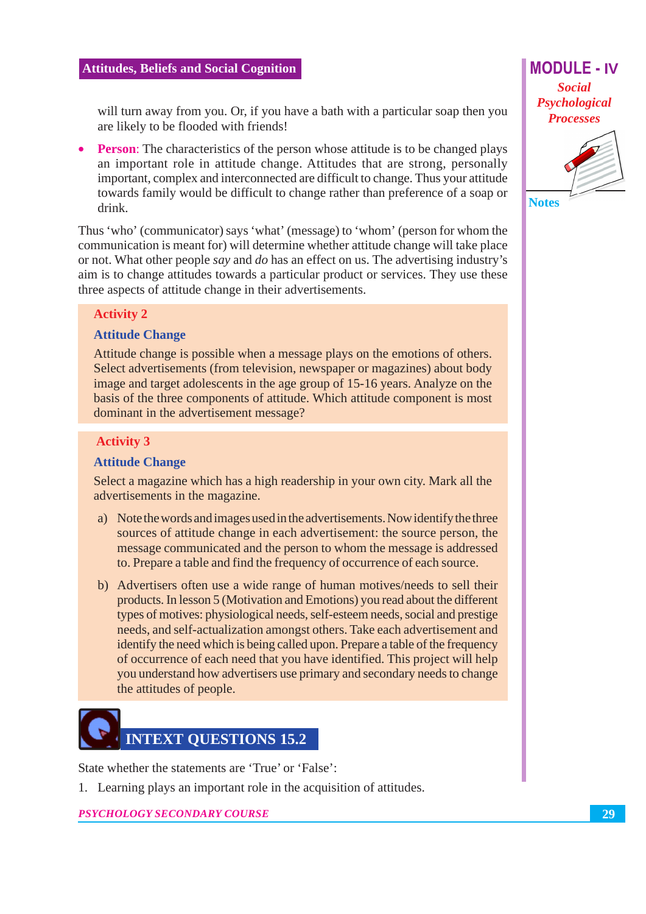will turn away from you. Or, if you have a bath with a particular soap then you are likely to be flooded with friends!

- **Person**: The characteristics of the person whose attitude is to be changed plays an important role in attitude change. Attitudes that are strong, personally important, complex and interconnected are difficult to change. Thus your attitude towards family would be difficult to change rather than preference of a soap or drink.

Thus 'who' (communicator) says 'what' (message) to 'whom' (person for whom the communication is meant for) will determine whether attitude change will take place or not. What other people *say* and *do* has an effect on us. The advertising industry's aim is to change attitudes towards a particular product or services. They use these three aspects of attitude change in their advertisements.

### Activity 2

**Attitude Change**

Attitude change is possible when a message plays on the emotions of others. Select advertisements (from television, newspaper or magazines) about body image and target adolescents in the age group of 15-16 years. Analyze on the basis of the three components of attitude. Which attitude component is most dominant in the advertisement message?

### Activity 3

**Attitude Change**

Select a magazine which has a high readership in your own city. Mark all the advertisements in the magazine.

a) Note the words and images used in the advertisements. Now identify the three sources of attitude change in each advertisement: the source person, the message communicated and the person to whom the message is addressed to. Prepare a table and find the frequency of occurrence of each source.

b) Advertisers often use a wide range of human motives/needs to sell their products. In lesson 5 (Motivation and Emotions) you read about the different types of motives: physiological needs, self-esteem needs, social and prestige needs, and self-actualization amongst others. Take each advertisement and identify the need which is being called upon. Prepare a table of the frequency of occurrence of each need that you have identified. This project will help you understand how advertisers use primary and secondary needs to change the attitudes of people.

## INTEXT QUESTIONS 15.2

State whether the statements are 'True' or 'False':

1. Learning plays an important role in the acquisition of attitudes.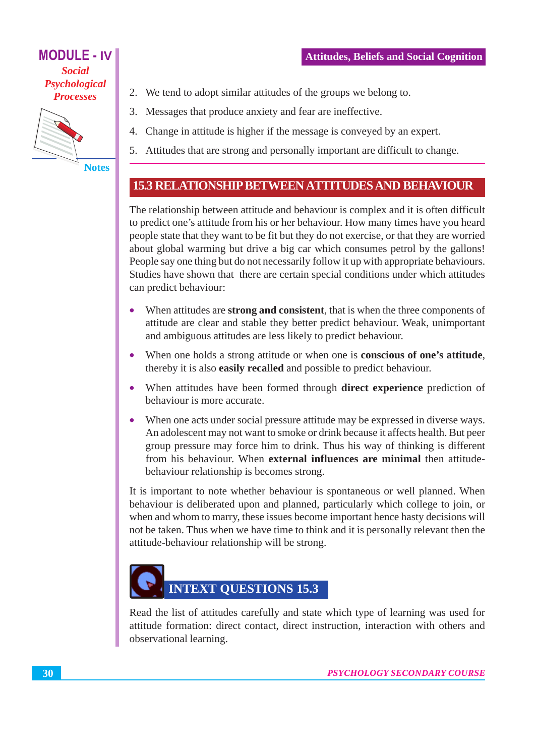2. We tend to adopt similar attitudes of the groups we belong to.
3. Messages that produce anxiety and fear are ineffective.
4. Change in attitude is higher if the message is conveyed by an expert.
5. Attitudes that are strong and personally important are difficult to change.

## 15.3 RELATIONSHIP BETWEEN ATTITUDES AND BEHAVIOUR

The relationship between attitude and behaviour is complex and it is often difficult to predict one's attitude from his or her behaviour. How many times have you heard people state that they want to be fit but they do not exercise, or that they are worried about global warming but drive a big car which consumes petrol by the gallons! People say one thing but do not necessarily follow it up with appropriate behaviours. Studies have shown that there are certain special conditions under which attitudes can predict behaviour:

- When attitudes are **strong and consistent**, that is when the three components of attitude are clear and stable they better predict behaviour. Weak, unimportant and ambiguous attitudes are less likely to predict behaviour.
- When one holds a strong attitude or when one is **conscious of one's attitude**, thereby it is also **easily recalled** and possible to predict behaviour.
- When attitudes have been formed through **direct experience** prediction of behaviour is more accurate.
- When one acts under social pressure attitude may be expressed in diverse ways. An adolescent may not want to smoke or drink because it affects health. But peer group pressure may force him to drink. Thus his way of thinking is different from his behaviour. When **external influences are minimal** then attitude-behaviour relationship is becomes strong.

It is important to note whether behaviour is spontaneous or well planned. When behaviour is deliberated upon and planned, particularly which college to join, or when and whom to marry, these issues become important hence hasty decisions will not be taken. Thus when we have time to think and it is personally relevant then the attitude-behaviour relationship will be strong.

## INTEXT QUESTIONS 15.3

Read the list of attitudes carefully and state which type of learning was used for attitude formation: direct contact, direct instruction, interaction with others and observational learning.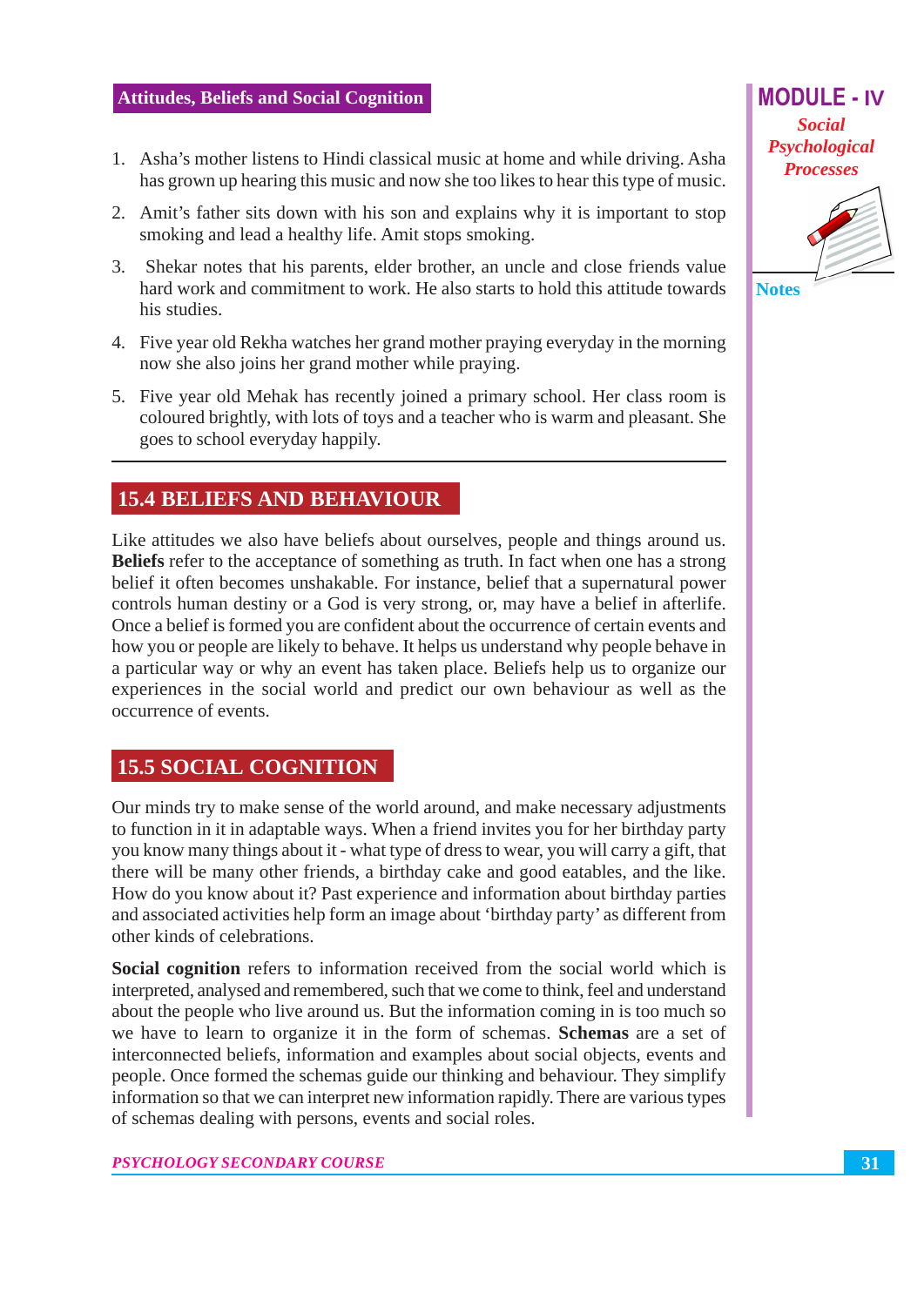1. Asha's mother listens to Hindi classical music at home and while driving. Asha has grown up hearing this music and now she too likes to hear this type of music.
2. Amit's father sits down with his son and explains why it is important to stop smoking and lead a healthy life. Amit stops smoking.
3. Shekar notes that his parents, elder brother, an uncle and close friends value hard work and commitment to work. He also starts to hold this attitude towards his studies.
4. Five year old Rekha watches her grand mother praying everyday in the morning now she also joins her grand mother while praying.
5. Five year old Mehak has recently joined a primary school. Her class room is coloured brightly, with lots of toys and a teacher who is warm and pleasant. She goes to school everyday happily.

## 15.4 BELIEFS AND BEHAVIOUR

Like attitudes we also have beliefs about ourselves, people and things around us. **Beliefs** refer to the acceptance of something as truth. In fact when one has a strong belief it often becomes unshakable. For instance, belief that a supernatural power controls human destiny or a God is very strong, or, may have a belief in afterlife. Once a belief is formed you are confident about the occurrence of certain events and how you or people are likely to behave. It helps us understand why people behave in a particular way or why an event has taken place. Beliefs help us to organize our experiences in the social world and predict our own behaviour as well as the occurrence of events.

## 15.5 SOCIAL COGNITION

Our minds try to make sense of the world around, and make necessary adjustments to function in it in adaptable ways. When a friend invites you for her birthday party you know many things about it - what type of dress to wear, you will carry a gift, that there will be many other friends, a birthday cake and good eatables, and the like. How do you know about it? Past experience and information about birthday parties and associated activities help form an image about 'birthday party' as different from other kinds of celebrations.

**Social cognition** refers to information received from the social world which is interpreted, analysed and remembered, such that we come to think, feel and understand about the people who live around us. But the information coming in is too much so we have to learn to organize it in the form of schemas. **Schemas** are a set of interconnected beliefs, information and examples about social objects, events and people. Once formed the schemas guide our thinking and behaviour. They simplify information so that we can interpret new information rapidly. There are various types of schemas dealing with persons, events and social roles.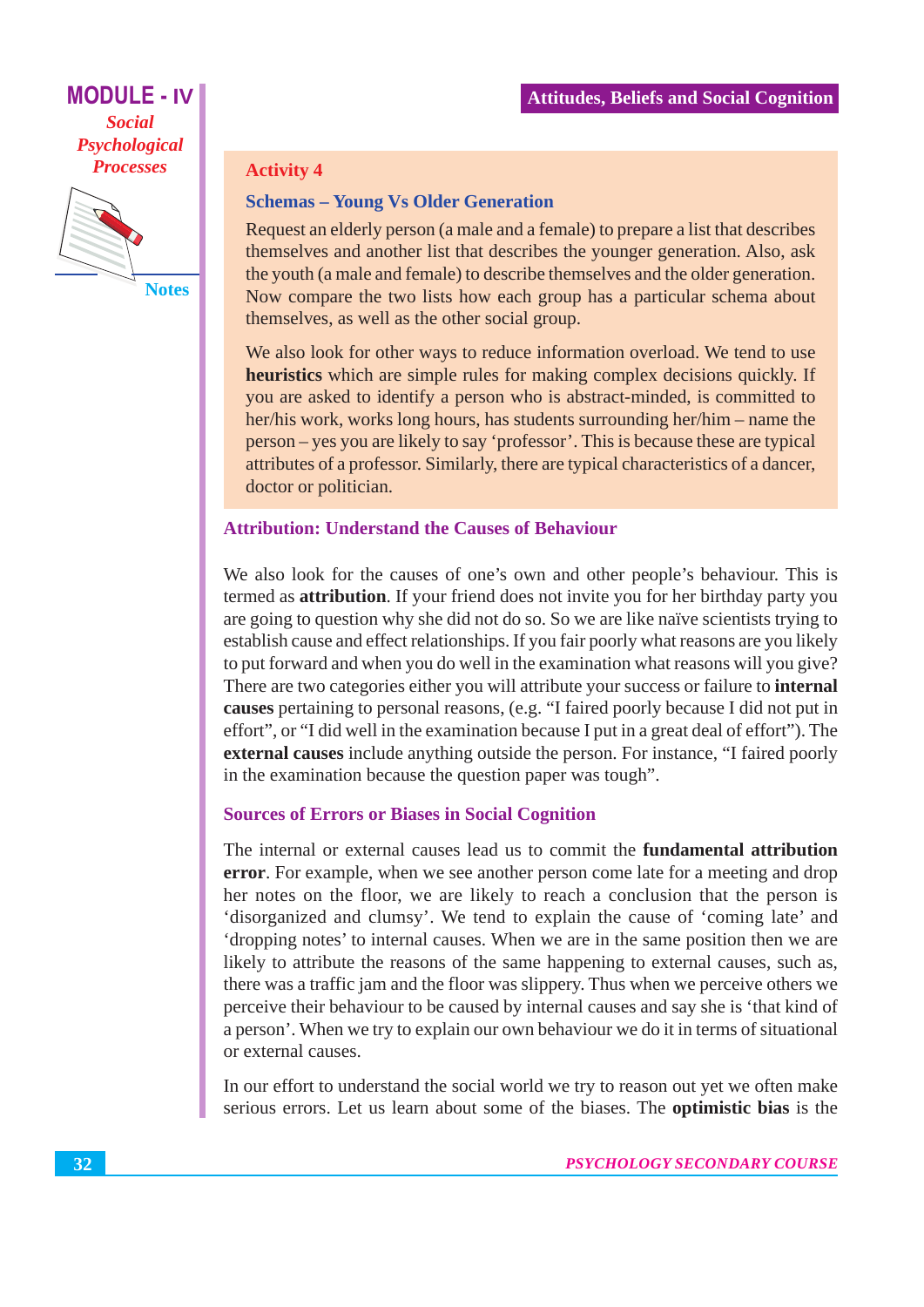### Activity 4

#### Schemas – Young Vs Older Generation

Request an elderly person (a male and a female) to prepare a list that describes themselves and another list that describes the younger generation. Also, ask the youth (a male and female) to describe themselves and the older generation. Now compare the two lists how each group has a particular schema about themselves, as well as the other social group.

We also look for other ways to reduce information overload. We tend to use **heuristics** which are simple rules for making complex decisions quickly. If you are asked to identify a person who is abstract-minded, is committed to her/his work, works long hours, has students surrounding her/him – name the person – yes you are likely to say 'professor'. This is because these are typical attributes of a professor. Similarly, there are typical characteristics of a dancer, doctor or politician.

## Attribution: Understand the Causes of Behaviour

We also look for the causes of one's own and other people's behaviour. This is termed as **attribution**. If your friend does not invite you for her birthday party you are going to question why she did not do so. So we are like naïve scientists trying to establish cause and effect relationships. If you fair poorly what reasons are you likely to put forward and when you do well in the examination what reasons will you give? There are two categories either you will attribute your success or failure to **internal causes** pertaining to personal reasons, (e.g. "I faired poorly because I did not put in effort", or "I did well in the examination because I put in a great deal of effort"). The **external causes** include anything outside the person. For instance, "I faired poorly in the examination because the question paper was tough".

## Sources of Errors or Biases in Social Cognition

The internal or external causes lead us to commit the **fundamental attribution error**. For example, when we see another person come late for a meeting and drop her notes on the floor, we are likely to reach a conclusion that the person is 'disorganized and clumsy'. We tend to explain the cause of 'coming late' and 'dropping notes' to internal causes. When we are in the same position then we are likely to attribute the reasons of the same happening to external causes, such as, there was a traffic jam and the floor was slippery. Thus when we perceive others we perceive their behaviour to be caused by internal causes and say she is 'that kind of a person'. When we try to explain our own behaviour we do it in terms of situational or external causes.

In our effort to understand the social world we try to reason out yet we often make serious errors. Let us learn about some of the biases. The **optimistic bias** is the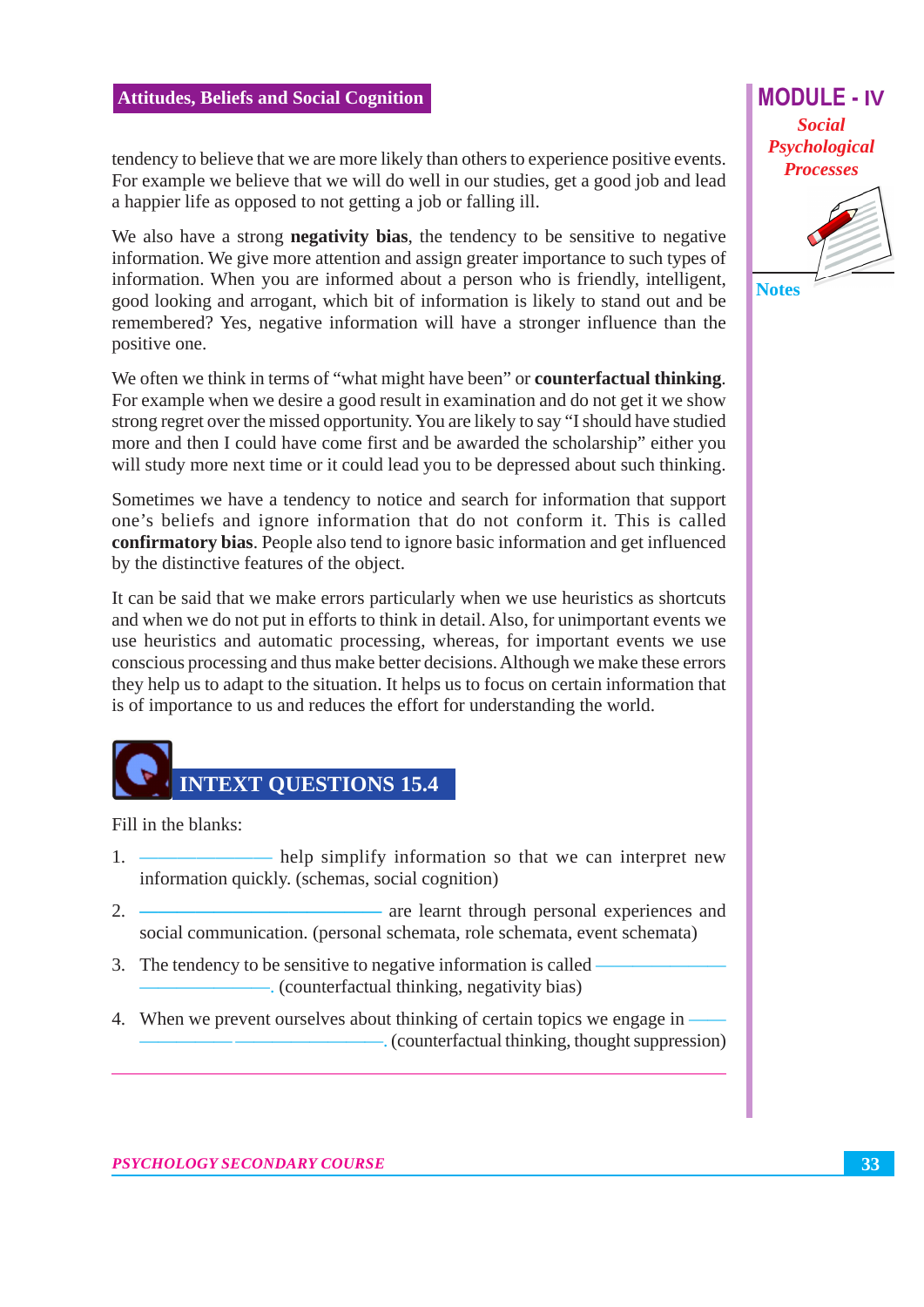tendency to believe that we are more likely than others to experience positive events. For example we believe that we will do well in our studies, get a good job and lead a happier life as opposed to not getting a job or falling ill.

We also have a strong **negativity bias**, the tendency to be sensitive to negative information. We give more attention and assign greater importance to such types of information. When you are informed about a person who is friendly, intelligent, good looking and arrogant, which bit of information is likely to stand out and be remembered? Yes, negative information will have a stronger influence than the positive one.

We often we think in terms of "what might have been" or **counterfactual thinking**. For example when we desire a good result in examination and do not get it we show strong regret over the missed opportunity. You are likely to say "I should have studied more and then I could have come first and be awarded the scholarship" either you will study more next time or it could lead you to be depressed about such thinking.

Sometimes we have a tendency to notice and search for information that support one's beliefs and ignore information that do not conform it. This is called **confirmatory bias**. People also tend to ignore basic information and get influenced by the distinctive features of the object.

It can be said that we make errors particularly when we use heuristics as shortcuts and when we do not put in efforts to think in detail. Also, for unimportant events we use heuristics and automatic processing, whereas, for important events we use conscious processing and thus make better decisions. Although we make these errors they help us to adapt to the situation. It helps us to focus on certain information that is of importance to us and reduces the effort for understanding the world.

## INTEXT QUESTIONS 15.4

Fill in the blanks:

1. ______________ help simplify information so that we can interpret new information quickly. (schemas, social cognition)
2. __________________________ are learnt through personal experiences and social communication. (personal schemata, role schemata, event schemata)
3. The tendency to be sensitive to negative information is called ______________ ______________. (counterfactual thinking, negativity bias)
4. When we prevent ourselves about thinking of certain topics we engage in ____ __________ ________________. (counterfactual thinking, thought suppression)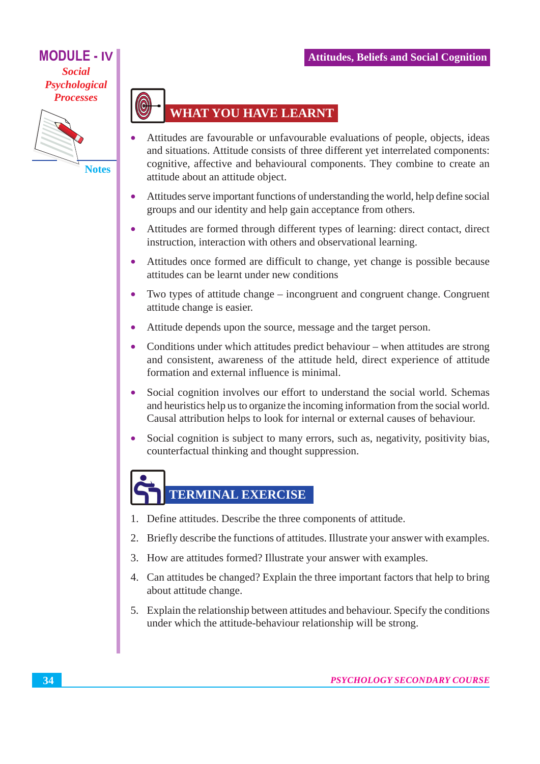## WHAT YOU HAVE LEARNT

- Attitudes are favourable or unfavourable evaluations of people, objects, ideas and situations. Attitude consists of three different yet interrelated components: cognitive, affective and behavioural components. They combine to create an attitude about an attitude object.
- Attitudes serve important functions of understanding the world, help define social groups and our identity and help gain acceptance from others.
- Attitudes are formed through different types of learning: direct contact, direct instruction, interaction with others and observational learning.
- Attitudes once formed are difficult to change, yet change is possible because attitudes can be learnt under new conditions
- Two types of attitude change – incongruent and congruent change. Congruent attitude change is easier.
- Attitude depends upon the source, message and the target person.
- Conditions under which attitudes predict behaviour – when attitudes are strong and consistent, awareness of the attitude held, direct experience of attitude formation and external influence is minimal.
- Social cognition involves our effort to understand the social world. Schemas and heuristics help us to organize the incoming information from the social world. Causal attribution helps to look for internal or external causes of behaviour.
- Social cognition is subject to many errors, such as, negativity, positivity bias, counterfactual thinking and thought suppression.

## TERMINAL EXERCISE

1. Define attitudes. Describe the three components of attitude.
2. Briefly describe the functions of attitudes. Illustrate your answer with examples.
3. How are attitudes formed? Illustrate your answer with examples.
4. Can attitudes be changed? Explain the three important factors that help to bring about attitude change.
5. Explain the relationship between attitudes and behaviour. Specify the conditions under which the attitude-behaviour relationship will be strong.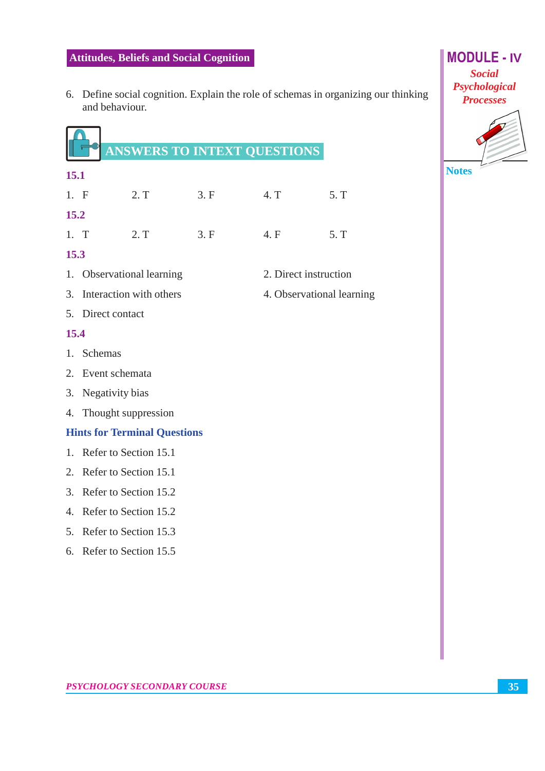6. Define social cognition. Explain the role of schemas in organizing our thinking and behaviour.

## ANSWERS TO INTEXT QUESTIONS

### 15.1

1. F  2. T  3. F  4. T  5. T

### 15.2

1. T  2. T  3. F  4. F  5. T

### 15.3

1. Observational learning
2. Direct instruction
3. Interaction with others
4. Observational learning
5. Direct contact

### 15.4

1. Schemas
2. Event schemata
3. Negativity bias
4. Thought suppression

### Hints for Terminal Questions

1. Refer to Section 15.1
2. Refer to Section 15.1
3. Refer to Section 15.2
4. Refer to Section 15.2
5. Refer to Section 15.3
6. Refer to Section 15.5